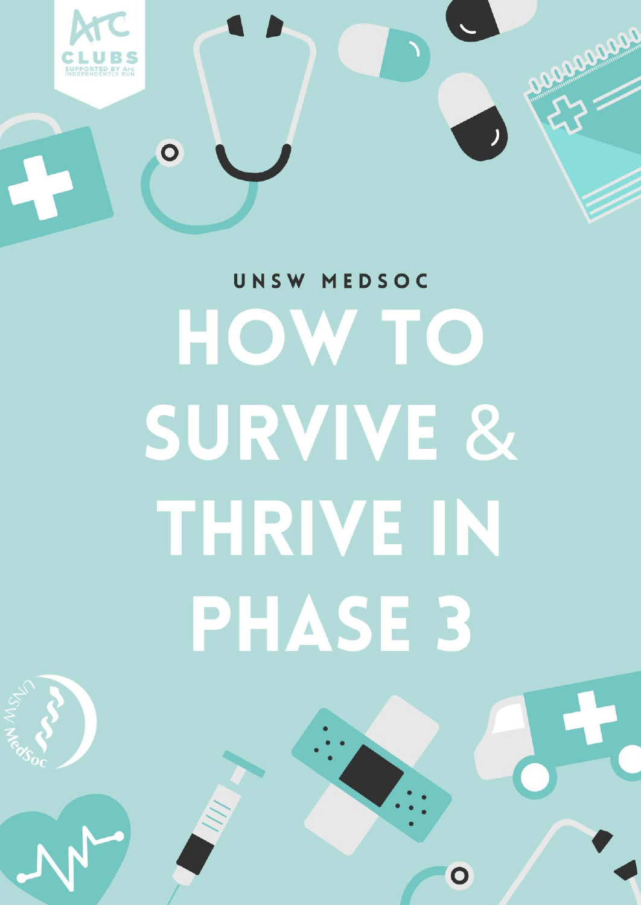UNSW MEDSOC

# HOW TO SURVIVE & THRIVE IN PHASE 3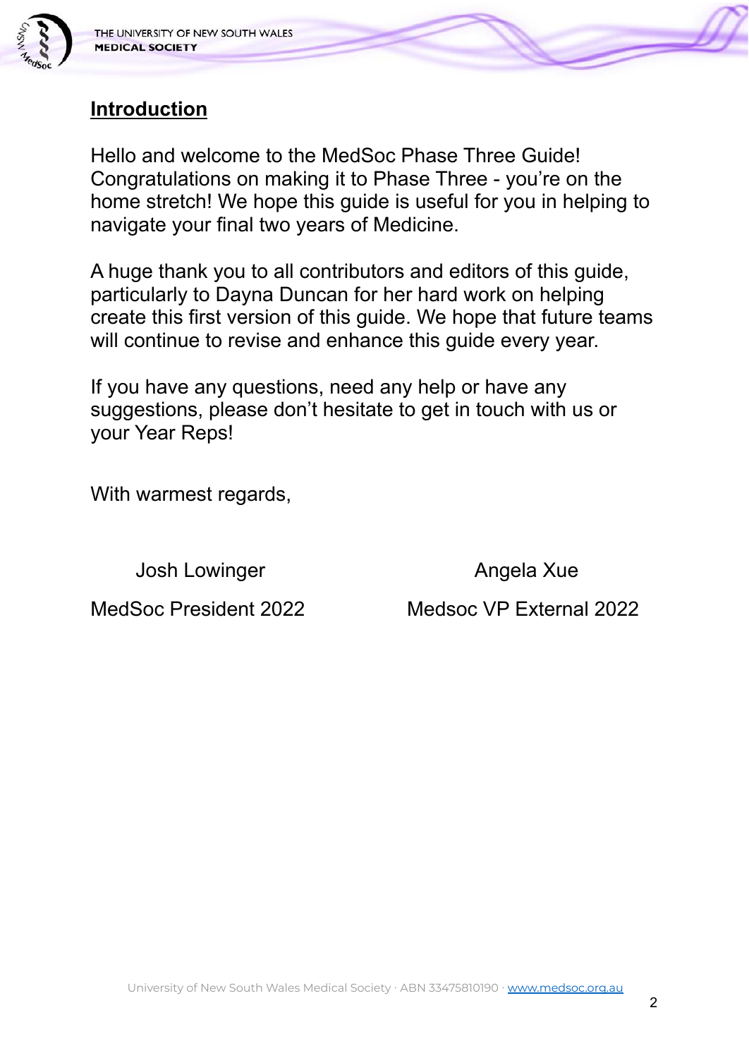## Introduction

Hello and welcome to the MedSoc Phase Three Guide! Congratulations on making it to Phase Three - you're on the home stretch! We hope this guide is useful for you in helping to navigate your final two years of Medicine.

A huge thank you to all contributors and editors of this guide, particularly to Dayna Duncan for her hard work on helping create this first version of this guide. We hope that future teams will continue to revise and enhance this guide every year.

If you have any questions, need any help or have any suggestions, please don't hesitate to get in touch with us or your Year Reps!

With warmest regards,

Josh Lowinger
MedSoc President 2022

Angela Xue
Medsoc VP External 2022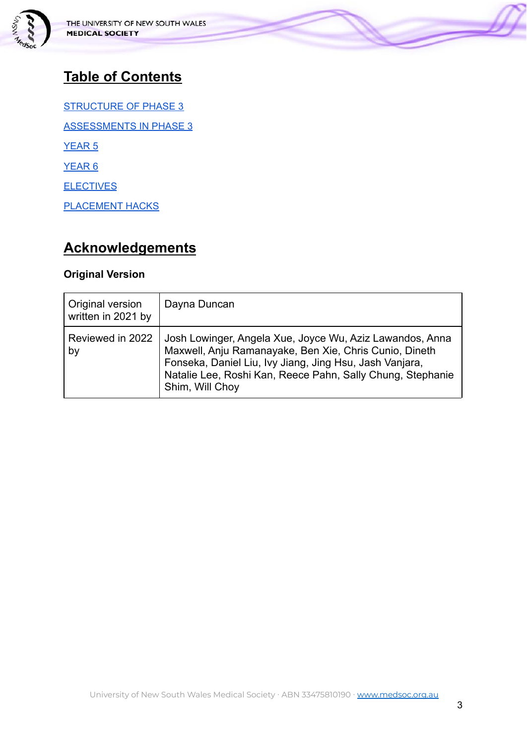## Table of Contents

[STRUCTURE OF PHASE 3]

[ASSESSMENTS IN PHASE 3]

[YEAR 5]

[YEAR 6]

[ELECTIVES]

[PLACEMENT HACKS]

## Acknowledgements

**Original Version**

| Original version written in 2021 by | Dayna Duncan |
|---|---|
| Reviewed in 2022 by | Josh Lowinger, Angela Xue, Joyce Wu, Aziz Lawandos, Anna Maxwell, Anju Ramanayake, Ben Xie, Chris Cunio, Dineth Fonseka, Daniel Liu, Ivy Jiang, Jing Hsu, Jash Vanjara, Natalie Lee, Roshi Kan, Reece Pahn, Sally Chung, Stephanie Shim, Will Choy |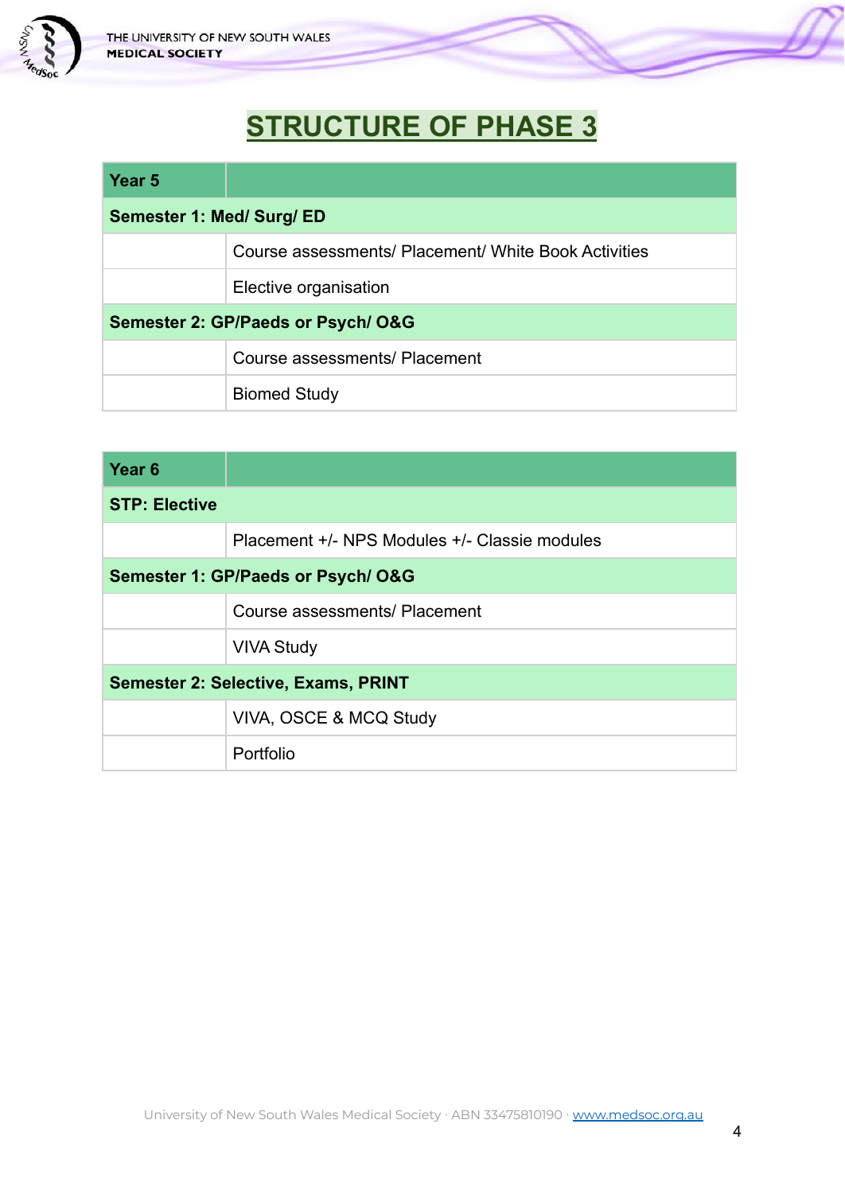# STRUCTURE OF PHASE 3

| Year 5 | |
|---|---|
| **Semester 1: Med/ Surg/ ED** | |
| | Course assessments/ Placement/ White Book Activities |
| | Elective organisation |
| **Semester 2: GP/Paeds or Psych/ O&G** | |
| | Course assessments/ Placement |
| | Biomed Study |

| Year 6 | |
|---|---|
| **STP: Elective** | |
| | Placement +/- NPS Modules +/- Classie modules |
| **Semester 1: GP/Paeds or Psych/ O&G** | |
| | Course assessments/ Placement |
| | VIVA Study |
| **Semester 2: Selective, Exams, PRINT** | |
| | VIVA, OSCE & MCQ Study |
| | Portfolio |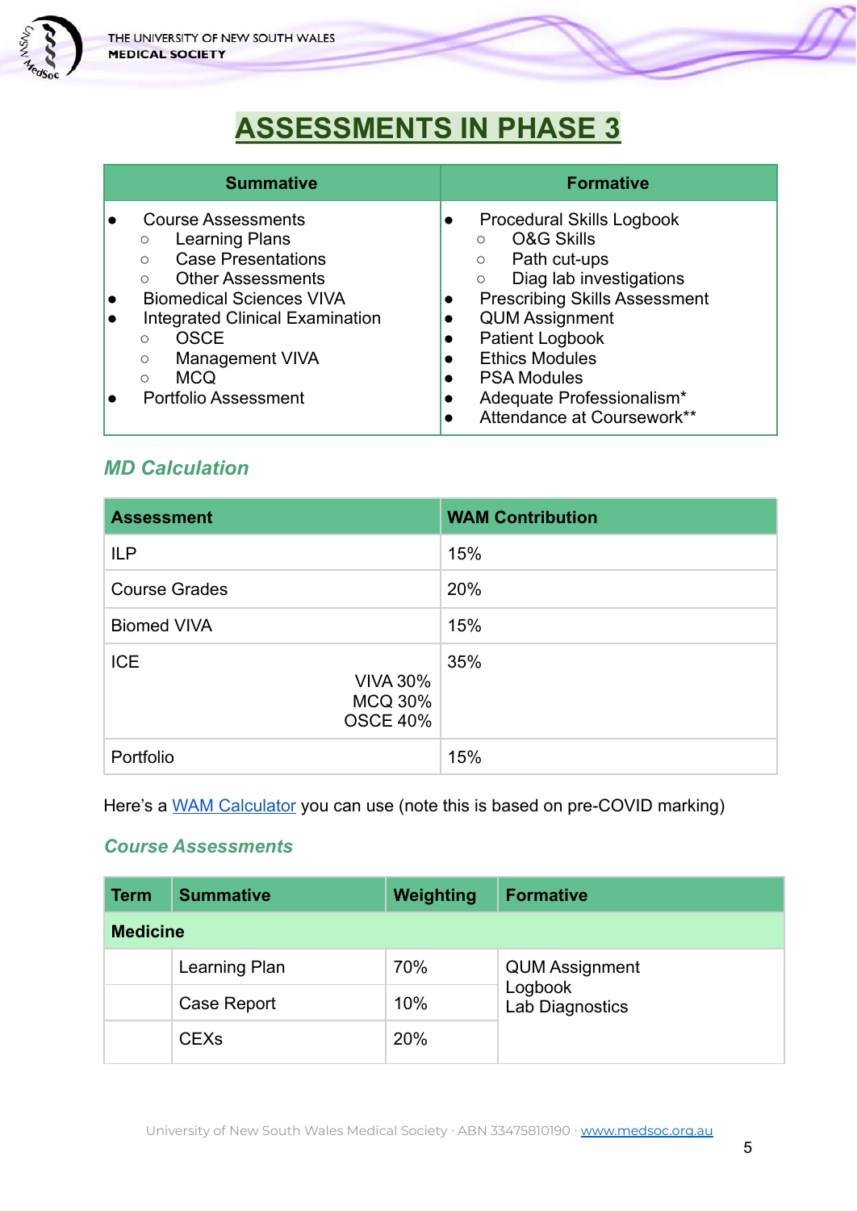# ASSESSMENTS IN PHASE 3

| Summative | Formative |
| --- | --- |
| • Course Assessments<br>  ○ Learning Plans<br>  ○ Case Presentations<br>  ○ Other Assessments<br>• Biomedical Sciences VIVA<br>• Integrated Clinical Examination<br>  ○ OSCE<br>  ○ Management VIVA<br>  ○ MCQ<br>• Portfolio Assessment | • Procedural Skills Logbook<br>  ○ O&G Skills<br>  ○ Path cut-ups<br>  ○ Diag lab investigations<br>• Prescribing Skills Assessment<br>• QUM Assignment<br>• Patient Logbook<br>• Ethics Modules<br>• PSA Modules<br>• Adequate Professionalism*<br>• Attendance at Coursework** |

### *MD Calculation*

| Assessment | WAM Contribution |
| --- | --- |
| ILP | 15% |
| Course Grades | 20% |
| Biomed VIVA | 15% |
| ICE<br>VIVA 30%<br>MCQ 30%<br>OSCE 40% | 35% |
| Portfolio | 15% |

Here's a [WAM Calculator]() you can use (note this is based on pre-COVID marking)

### *Course Assessments*

| Term | Summative | Weighting | Formative |
| --- | --- | --- | --- |
| **Medicine** | | | |
| | Learning Plan | 70% | QUM Assignment<br>Logbook<br>Lab Diagnostics |
| | Case Report | 10% | |
| | CEXs | 20% | |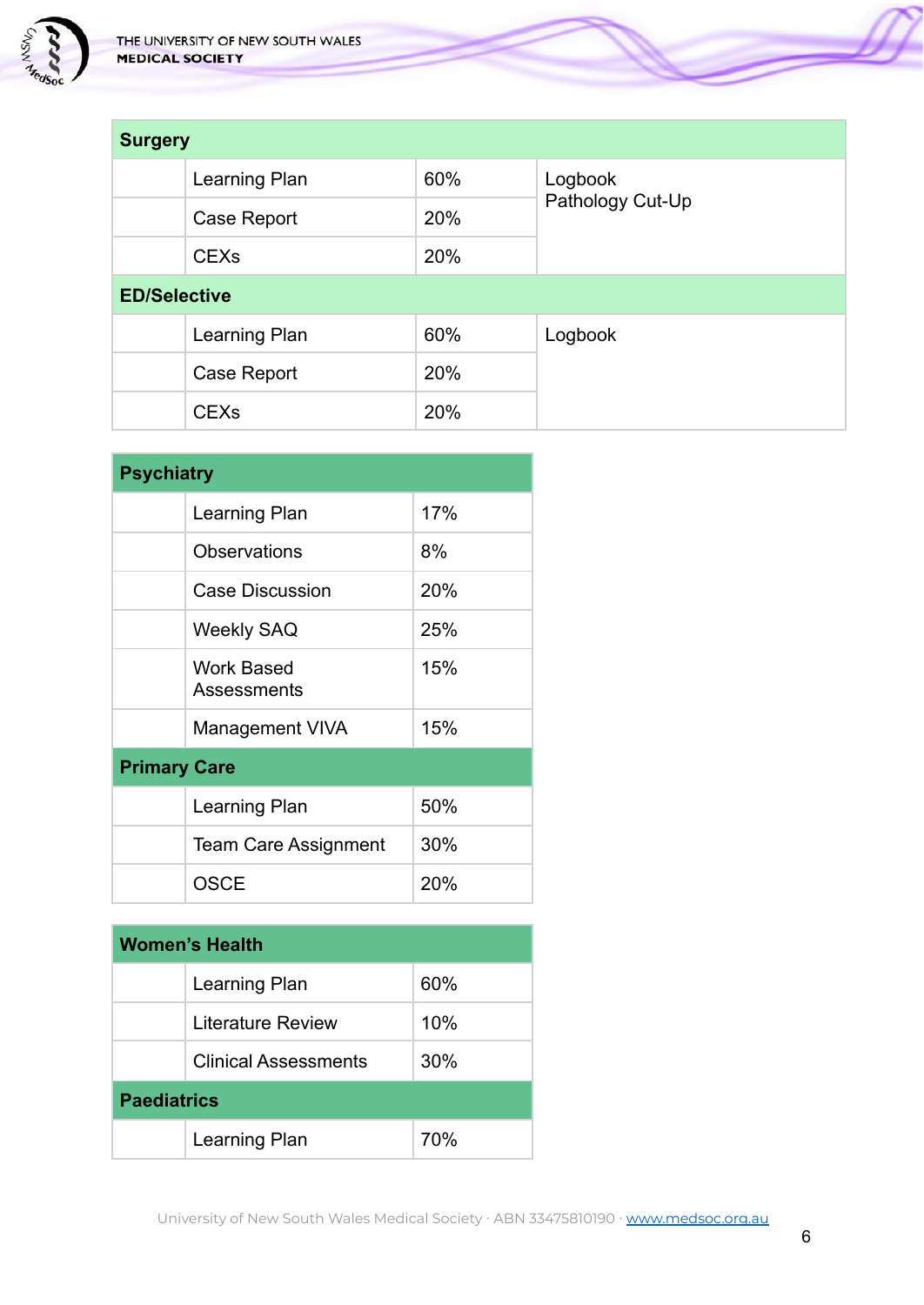| Surgery | | | |
|---|---|---|---|
| | Learning Plan | 60% | Logbook<br>Pathology Cut-Up |
| | Case Report | 20% | |
| | CEXs | 20% | |
| **ED/Selective** | | | |
| | Learning Plan | 60% | Logbook |
| | Case Report | 20% | |
| | CEXs | 20% | |

| Psychiatry | | |
|---|---|---|
| | Learning Plan | 17% |
| | Observations | 8% |
| | Case Discussion | 20% |
| | Weekly SAQ | 25% |
| | Work Based Assessments | 15% |
| | Management VIVA | 15% |
| **Primary Care** | | |
| | Learning Plan | 50% |
| | Team Care Assignment | 30% |
| | OSCE | 20% |

| Women's Health | | |
|---|---|---|
| | Learning Plan | 60% |
| | Literature Review | 10% |
| | Clinical Assessments | 30% |
| **Paediatrics** | | |
| | Learning Plan | 70% |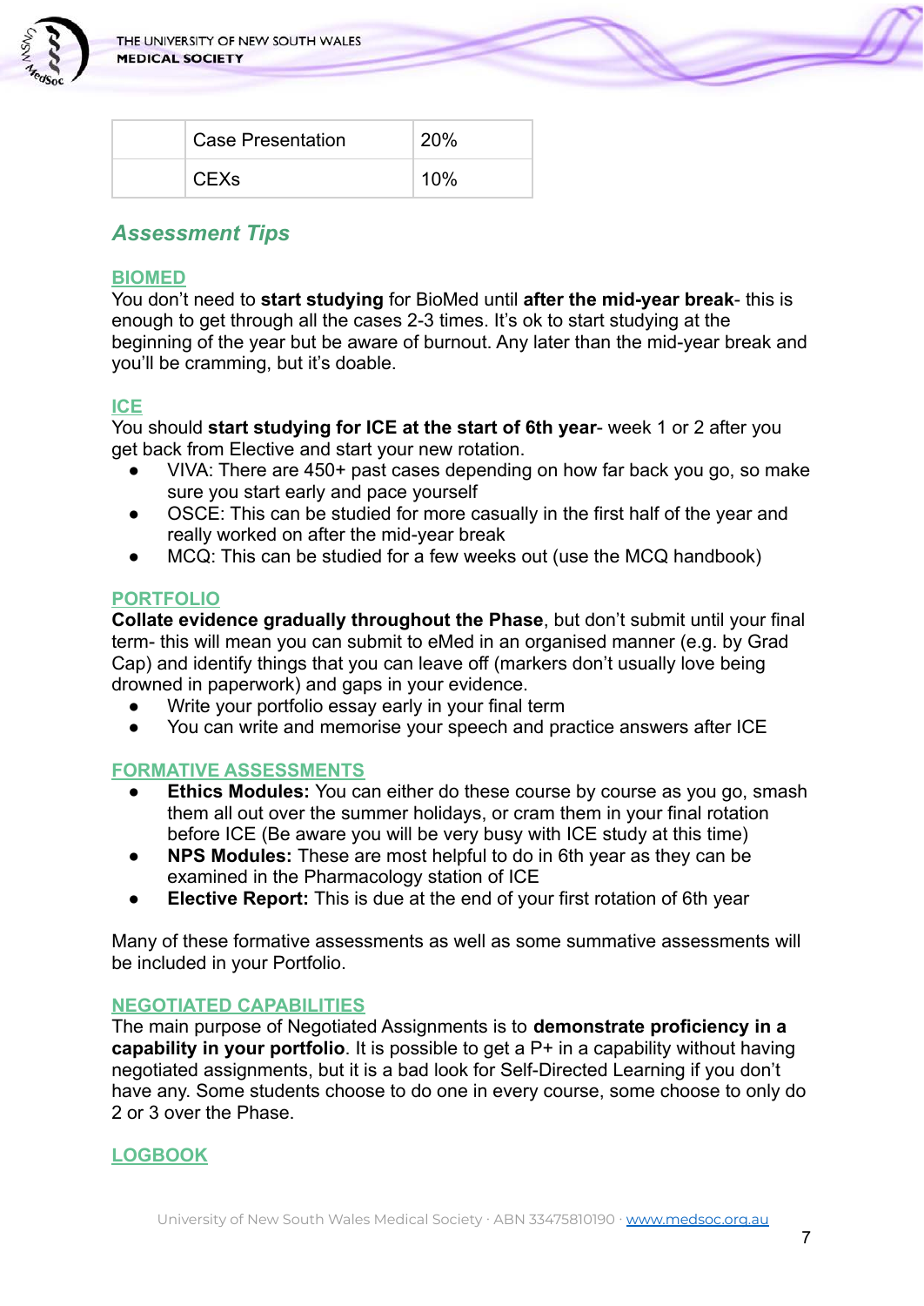| | Case Presentation | 20% |
|---|---|---|
| | CEXs | 10% |

## *Assessment Tips*

### BIOMED

You don't need to **start studying** for BioMed until **after the mid-year break**- this is enough to get through all the cases 2-3 times. It's ok to start studying at the beginning of the year but be aware of burnout. Any later than the mid-year break and you'll be cramming, but it's doable.

### ICE

You should **start studying for ICE at the start of 6th year**- week 1 or 2 after you get back from Elective and start your new rotation.

- VIVA: There are 450+ past cases depending on how far back you go, so make sure you start early and pace yourself
- OSCE: This can be studied for more casually in the first half of the year and really worked on after the mid-year break
- MCQ: This can be studied for a few weeks out (use the MCQ handbook)

### PORTFOLIO

**Collate evidence gradually throughout the Phase**, but don't submit until your final term- this will mean you can submit to eMed in an organised manner (e.g. by Grad Cap) and identify things that you can leave off (markers don't usually love being drowned in paperwork) and gaps in your evidence.

- Write your portfolio essay early in your final term
- You can write and memorise your speech and practice answers after ICE

### FORMATIVE ASSESSMENTS

- **Ethics Modules:** You can either do these course by course as you go, smash them all out over the summer holidays, or cram them in your final rotation before ICE (Be aware you will be very busy with ICE study at this time)
- **NPS Modules:** These are most helpful to do in 6th year as they can be examined in the Pharmacology station of ICE
- **Elective Report:** This is due at the end of your first rotation of 6th year

Many of these formative assessments as well as some summative assessments will be included in your Portfolio.

### NEGOTIATED CAPABILITIES

The main purpose of Negotiated Assignments is to **demonstrate proficiency in a capability in your portfolio**. It is possible to get a P+ in a capability without having negotiated assignments, but it is a bad look for Self-Directed Learning if you don't have any. Some students choose to do one in every course, some choose to only do 2 or 3 over the Phase.

### LOGBOOK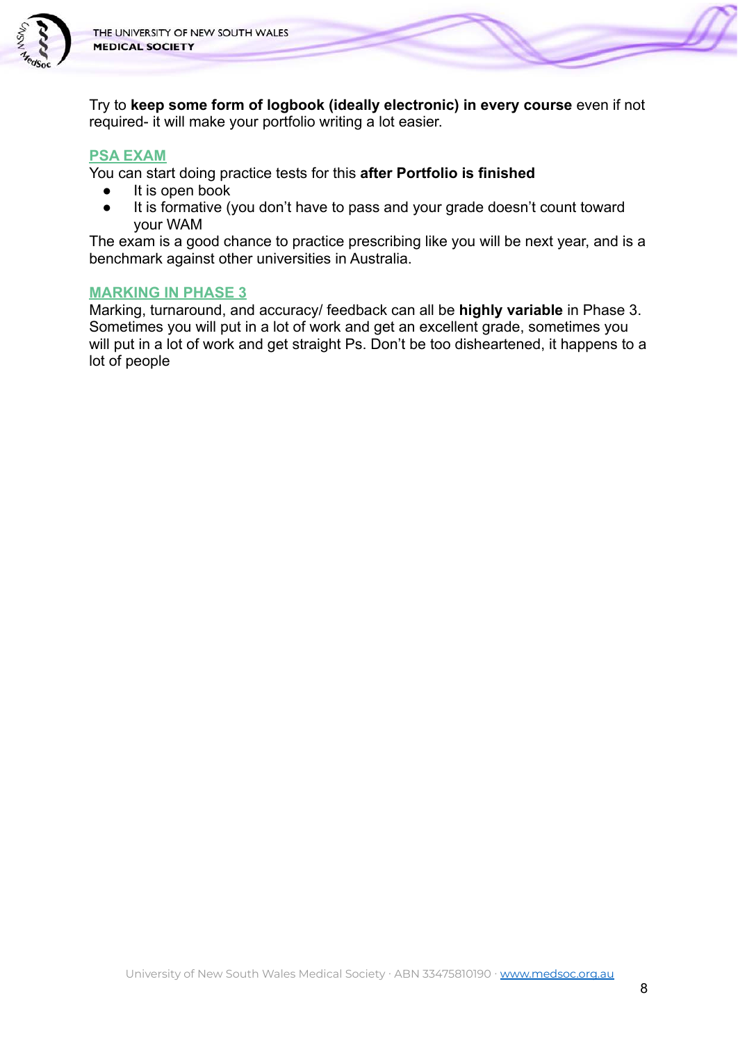Try to **keep some form of logbook (ideally electronic) in every course** even if not required- it will make your portfolio writing a lot easier.

## PSA EXAM

You can start doing practice tests for this **after Portfolio is finished**

- It is open book
- It is formative (you don't have to pass and your grade doesn't count toward your WAM

The exam is a good chance to practice prescribing like you will be next year, and is a benchmark against other universities in Australia.

## MARKING IN PHASE 3

Marking, turnaround, and accuracy/ feedback can all be **highly variable** in Phase 3. Sometimes you will put in a lot of work and get an excellent grade, sometimes you will put in a lot of work and get straight Ps. Don't be too disheartened, it happens to a lot of people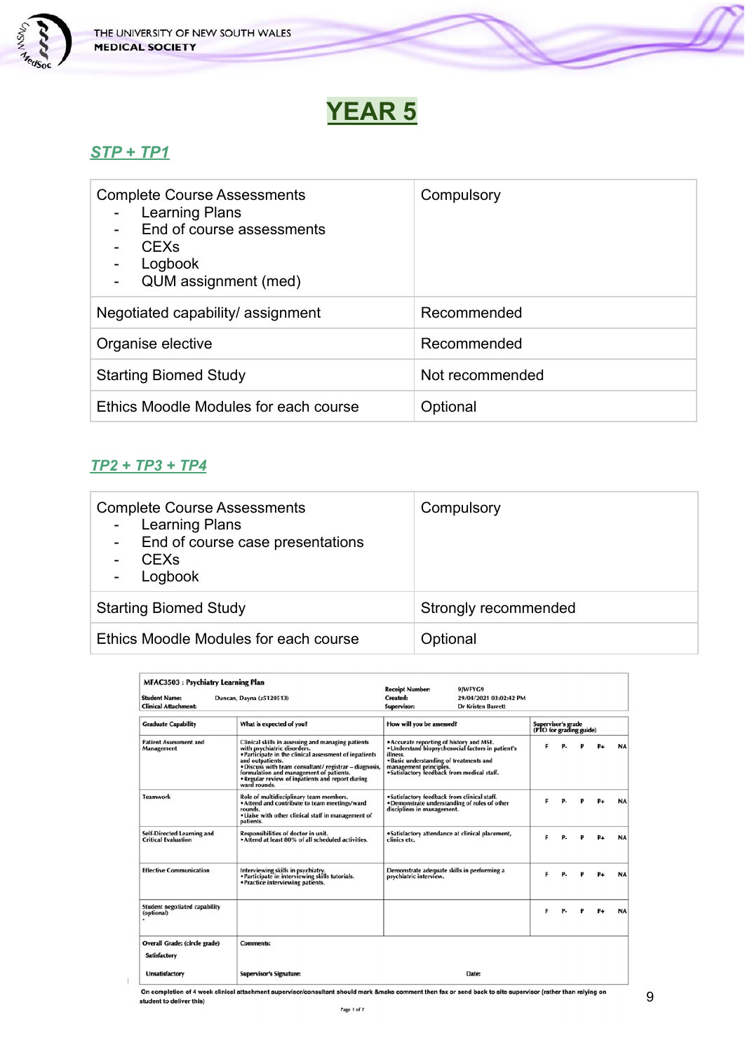# YEAR 5

## STP + TP1

| Complete Course Assessments<br>- Learning Plans<br>- End of course assessments<br>- CEXs<br>- Logbook<br>- QUM assignment (med) | Compulsory |
|---|---|
| Negotiated capability/ assignment | Recommended |
| Organise elective | Recommended |
| Starting Biomed Study | Not recommended |
| Ethics Moodle Modules for each course | Optional |

## TP2 + TP3 + TP4

| Complete Course Assessments<br>- Learning Plans<br>- End of course case presentations<br>- CEXs<br>- Logbook | Compulsory |
|---|---|
| Starting Biomed Study | Strongly recommended |
| Ethics Moodle Modules for each course | Optional |

**MFAC3503 : Psychiatry Learning Plan**

**Student Name:** Duncan, Dayna (z5120513)
**Clinical Attachment:**

**Receipt Number:** 9JWFYG9
**Created:** 29/04/2021 03:02:42 PM
**Supervisor:** Dr Kristen Barrett

| Graduate Capability | What is expected of you? | How will you be assessed? | Supervisor's grade (FTO for grading guide) |
|---|---|---|---|
| Patient Assessment and Management | Clinical skills in assessing and managing patients with psychiatric disorders.<br>• Participate in the clinical assessment of inpatients and outpatients.<br>• Discuss with team consultant/ registrar – diagnosis, formulation and management of patients.<br>• Regular review of inpatients and report during ward rounds. | • Accurate reporting of history and MSE.<br>• Understand biopsychosocial factors in patient's illness.<br>• Basic understanding of treatments and management principles.<br>• Satisfactory feedback from medical staff. | F P- P P+ NA |
| Teamwork | Role of multidisciplinary team members.<br>• Attend and contribute to team meetings/ward rounds.<br>• Liaise with other clinical staff in management of patients. | • Satisfactory feedback from clinical staff.<br>• Demonstrate understanding of roles of other disciplines in management. | F P- P P+ NA |
| Self-Directed Learning and Critical Evaluation | Responsibilities of doctor in unit.<br>• Attend at least 80% of all scheduled activities. | • Satisfactory attendance at clinical placement, clinics etc. | F P- P P+ NA |
| Effective Communication | Interviewing skills in psychiatry.<br>• Participate in interviewing skills tutorials.<br>• Practice interviewing patients. | Demonstrate adequate skills in performing a psychiatric interview. | F P- P P+ NA |
| Student negotiated capability (optional)<br>- | | | F P- P P+ NA |
| Overall Grade: (circle grade)<br>Satisfactory<br>Unsatisfactory | Comments:<br><br>Supervisor's Signature: | Date: | |

On completion of 4 week clinical attachment supervisor/consultant should mark &make comment then fax or send back to site supervisor (rather than relying on student to deliver this)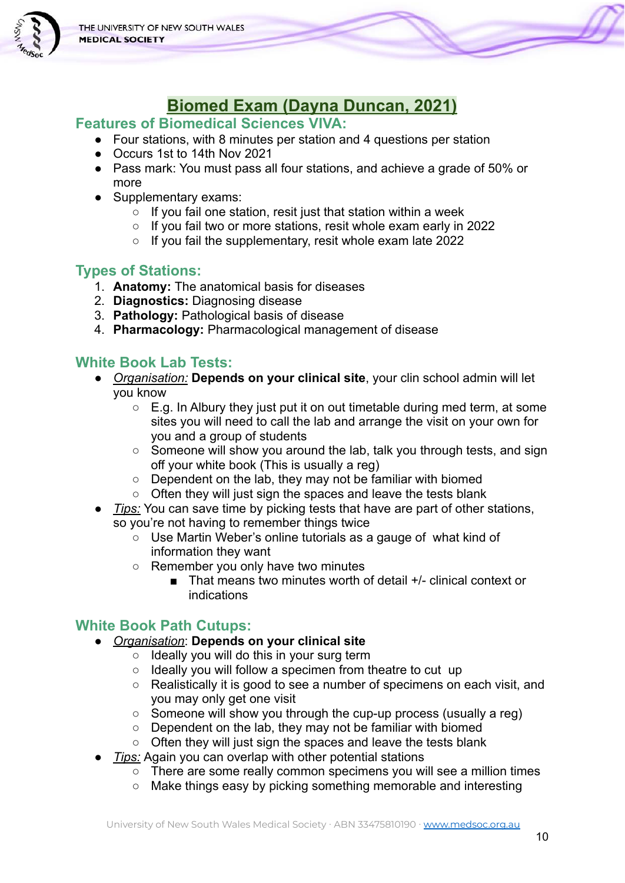# Biomed Exam (Dayna Duncan, 2021)

## Features of Biomedical Sciences VIVA:

- Four stations, with 8 minutes per station and 4 questions per station
- Occurs 1st to 14th Nov 2021
- Pass mark: You must pass all four stations, and achieve a grade of 50% or more
- Supplementary exams:
  - If you fail one station, resit just that station within a week
  - If you fail two or more stations, resit whole exam early in 2022
  - If you fail the supplementary, resit whole exam late 2022

## Types of Stations:

1. **Anatomy:** The anatomical basis for diseases
2. **Diagnostics:** Diagnosing disease
3. **Pathology:** Pathological basis of disease
4. **Pharmacology:** Pharmacological management of disease

## White Book Lab Tests:

- *Organisation:* **Depends on your clinical site**, your clin school admin will let you know
  - E.g. In Albury they just put it on out timetable during med term, at some sites you will need to call the lab and arrange the visit on your own for you and a group of students
  - Someone will show you around the lab, talk you through tests, and sign off your white book (This is usually a reg)
  - Dependent on the lab, they may not be familiar with biomed
  - Often they will just sign the spaces and leave the tests blank
- *Tips:* You can save time by picking tests that have are part of other stations, so you're not having to remember things twice
  - Use Martin Weber's online tutorials as a gauge of what kind of information they want
  - Remember you only have two minutes
    - That means two minutes worth of detail +/- clinical context or indications

## White Book Path Cutups:

- *Organisation*: **Depends on your clinical site**
  - Ideally you will do this in your surg term
  - Ideally you will follow a specimen from theatre to cut up
  - Realistically it is good to see a number of specimens on each visit, and you may only get one visit
  - Someone will show you through the cup-up process (usually a reg)
  - Dependent on the lab, they may not be familiar with biomed
  - Often they will just sign the spaces and leave the tests blank
- *Tips:* Again you can overlap with other potential stations
  - There are some really common specimens you will see a million times
  - Make things easy by picking something memorable and interesting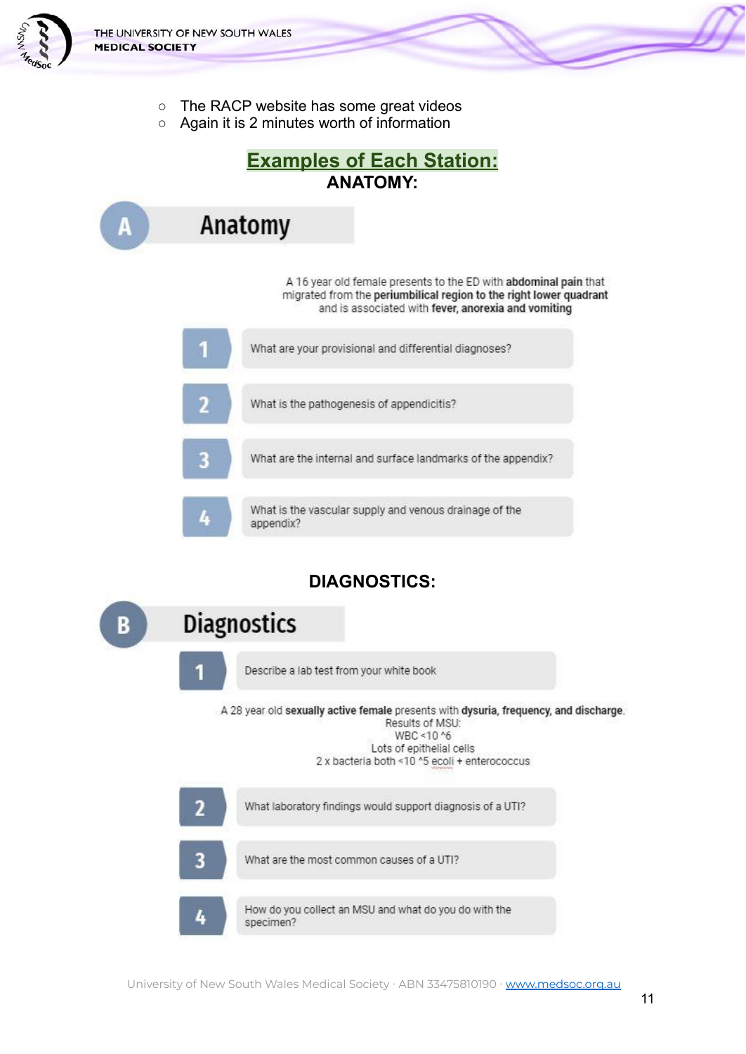- The RACP website has some great videos
- Again it is 2 minutes worth of information

## Examples of Each Station:

### ANATOMY:

**A Anatomy**

A 16 year old female presents to the ED with **abdominal pain** that migrated from the **periumbilical region to the right lower quadrant** and is associated with **fever, anorexia and vomiting**

1. What are your provisional and differential diagnoses?
2. What is the pathogenesis of appendicitis?
3. What are the internal and surface landmarks of the appendix?
4. What is the vascular supply and venous drainage of the appendix?

### DIAGNOSTICS:

**B Diagnostics**

1. Describe a lab test from your white book

A 28 year old **sexually active female** presents with **dysuria, frequency, and discharge**.
Results of MSU:
WBC <10 ^6
Lots of epithelial cells
2 x bacteria both <10 ^5 ecoli + enterococcus

2. What laboratory findings would support diagnosis of a UTI?
3. What are the most common causes of a UTI?
4. How do you collect an MSU and what do you do with the specimen?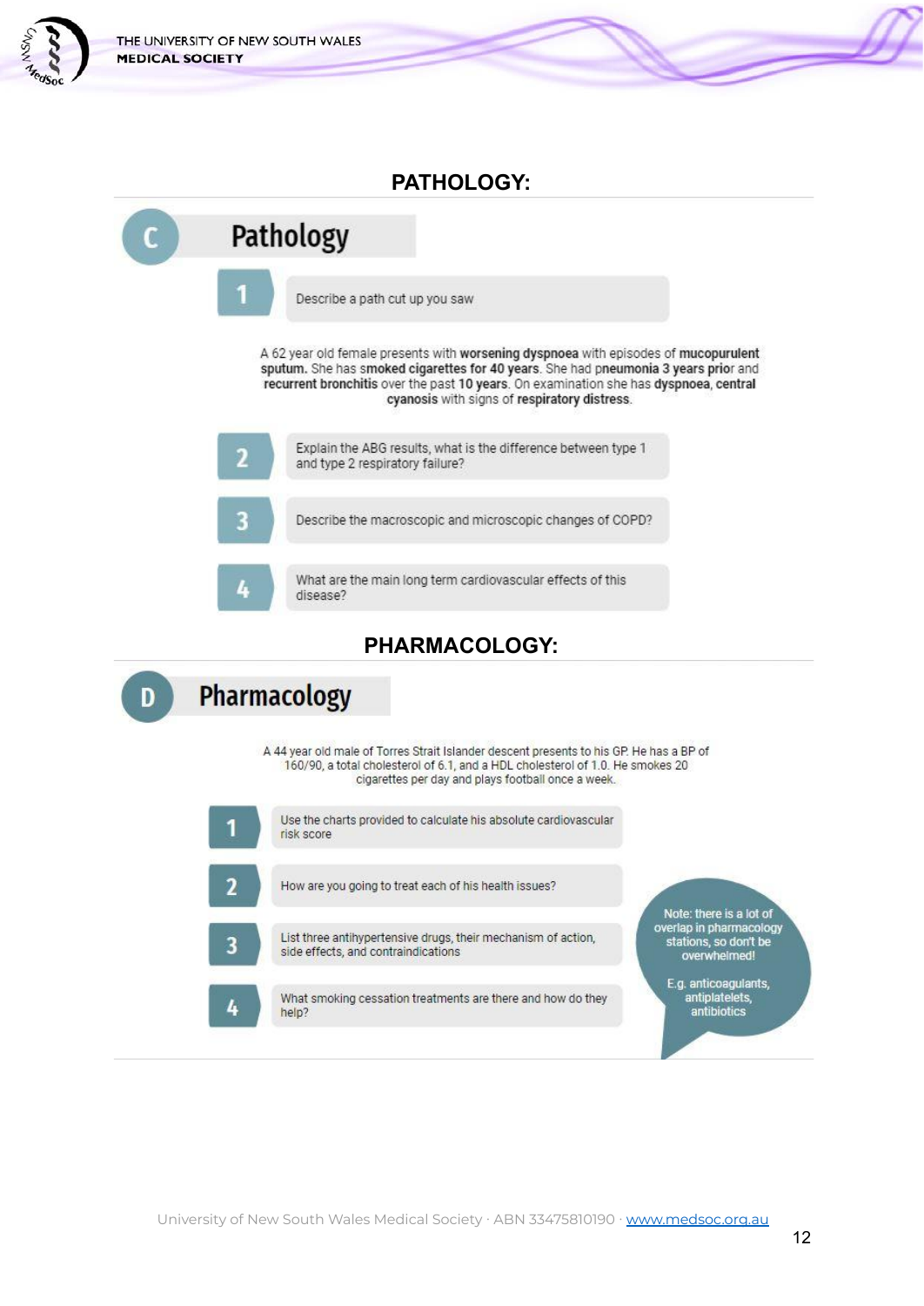## PATHOLOGY:

### C Pathology

1. Describe a path cut up you saw

A 62 year old female presents with **worsening dyspnoea** with episodes of **mucopurulent sputum.** She has **smoked cigarettes for 40 years**. She had **pneumonia 3 years prior** and **recurrent bronchitis** over the past **10 years**. On examination she has **dyspnoea, central cyanosis** with signs of **respiratory distress**.

2. Explain the ABG results, what is the difference between type 1 and type 2 respiratory failure?
3. Describe the macroscopic and microscopic changes of COPD?
4. What are the main long term cardiovascular effects of this disease?

## PHARMACOLOGY:

### D Pharmacology

A 44 year old male of Torres Strait Islander descent presents to his GP. He has a BP of 160/90, a total cholesterol of 6.1, and a HDL cholesterol of 1.0. He smokes 20 cigarettes per day and plays football once a week.

1. Use the charts provided to calculate his absolute cardiovascular risk score
2. How are you going to treat each of his health issues?
3. List three antihypertensive drugs, their mechanism of action, side effects, and contraindications
4. What smoking cessation treatments are there and how do they help?

Note: there is a lot of overlap in pharmacology stations, so don't be overwhelmed!

E.g. anticoagulants, antiplatelets, antibiotics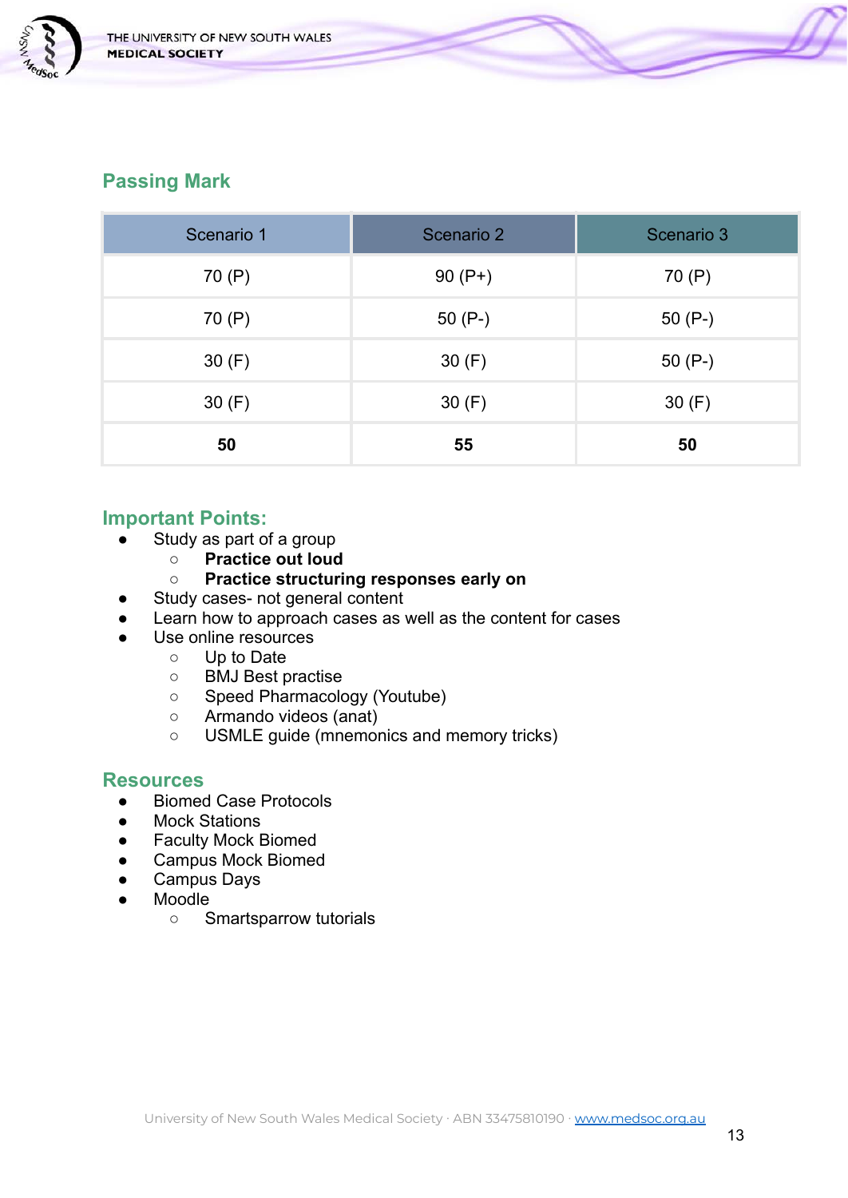## Passing Mark

| Scenario 1 | Scenario 2 | Scenario 3 |
|---|---|---|
| 70 (P) | 90 (P+) | 70 (P) |
| 70 (P) | 50 (P-) | 50 (P-) |
| 30 (F) | 30 (F) | 50 (P-) |
| 30 (F) | 30 (F) | 30 (F) |
| **50** | **55** | **50** |

## Important Points:

- Study as part of a group
  - **Practice out loud**
  - **Practice structuring responses early on**
- Study cases- not general content
- Learn how to approach cases as well as the content for cases
- Use online resources
  - Up to Date
  - BMJ Best practise
  - Speed Pharmacology (Youtube)
  - Armando videos (anat)
  - USMLE guide (mnemonics and memory tricks)

## Resources

- Biomed Case Protocols
- Mock Stations
- Faculty Mock Biomed
- Campus Mock Biomed
- Campus Days
- Moodle
  - Smartsparrow tutorials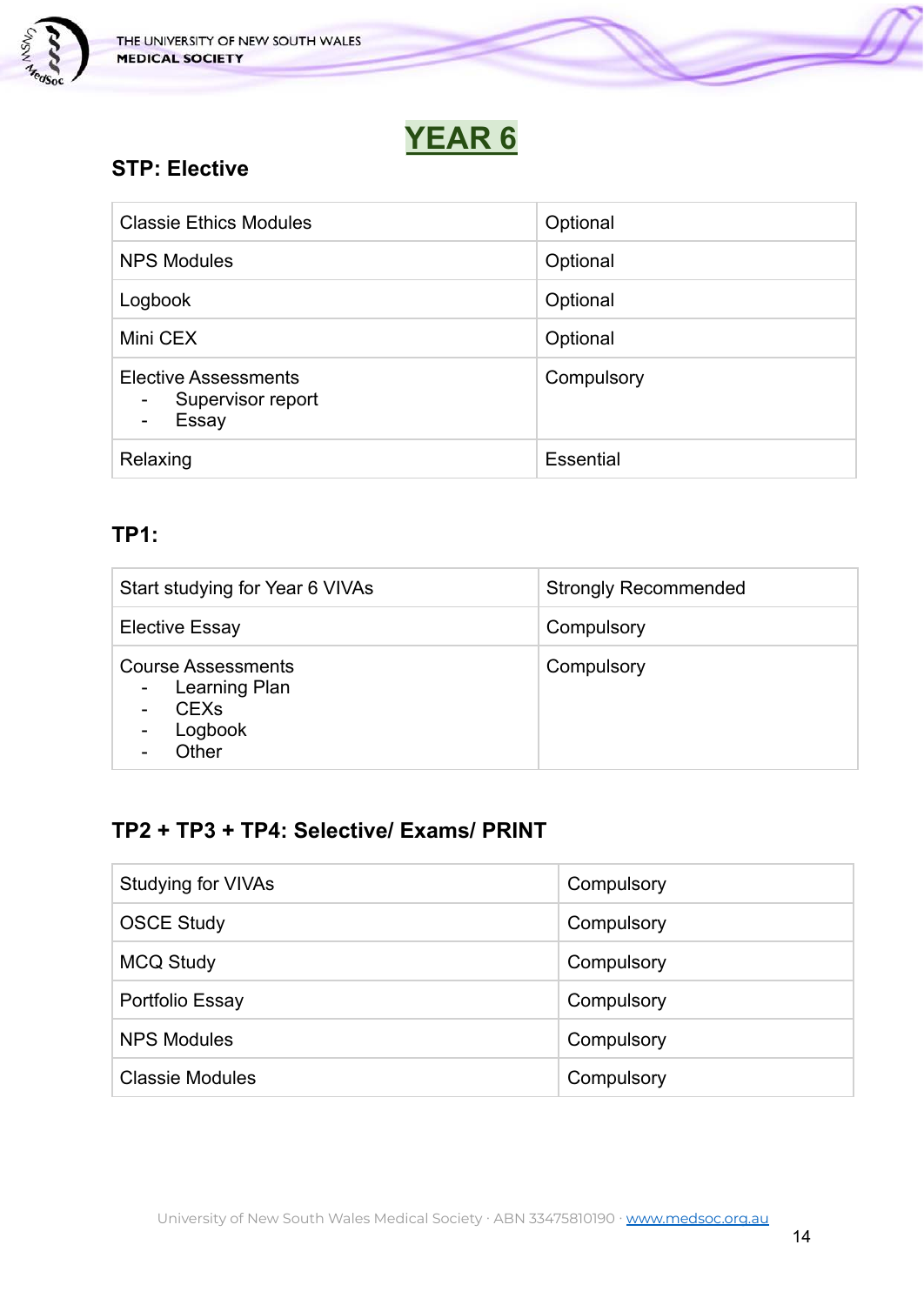# YEAR 6

## STP: Elective

| | |
|---|---|
| Classie Ethics Modules | Optional |
| NPS Modules | Optional |
| Logbook | Optional |
| Mini CEX | Optional |
| Elective Assessments <br> - Supervisor report <br> - Essay | Compulsory |
| Relaxing | Essential |

## TP1:

| | |
|---|---|
| Start studying for Year 6 VIVAs | Strongly Recommended |
| Elective Essay | Compulsory |
| Course Assessments <br> - Learning Plan <br> - CEXs <br> - Logbook <br> - Other | Compulsory |

## TP2 + TP3 + TP4: Selective/ Exams/ PRINT

| | |
|---|---|
| Studying for VIVAs | Compulsory |
| OSCE Study | Compulsory |
| MCQ Study | Compulsory |
| Portfolio Essay | Compulsory |
| NPS Modules | Compulsory |
| Classie Modules | Compulsory |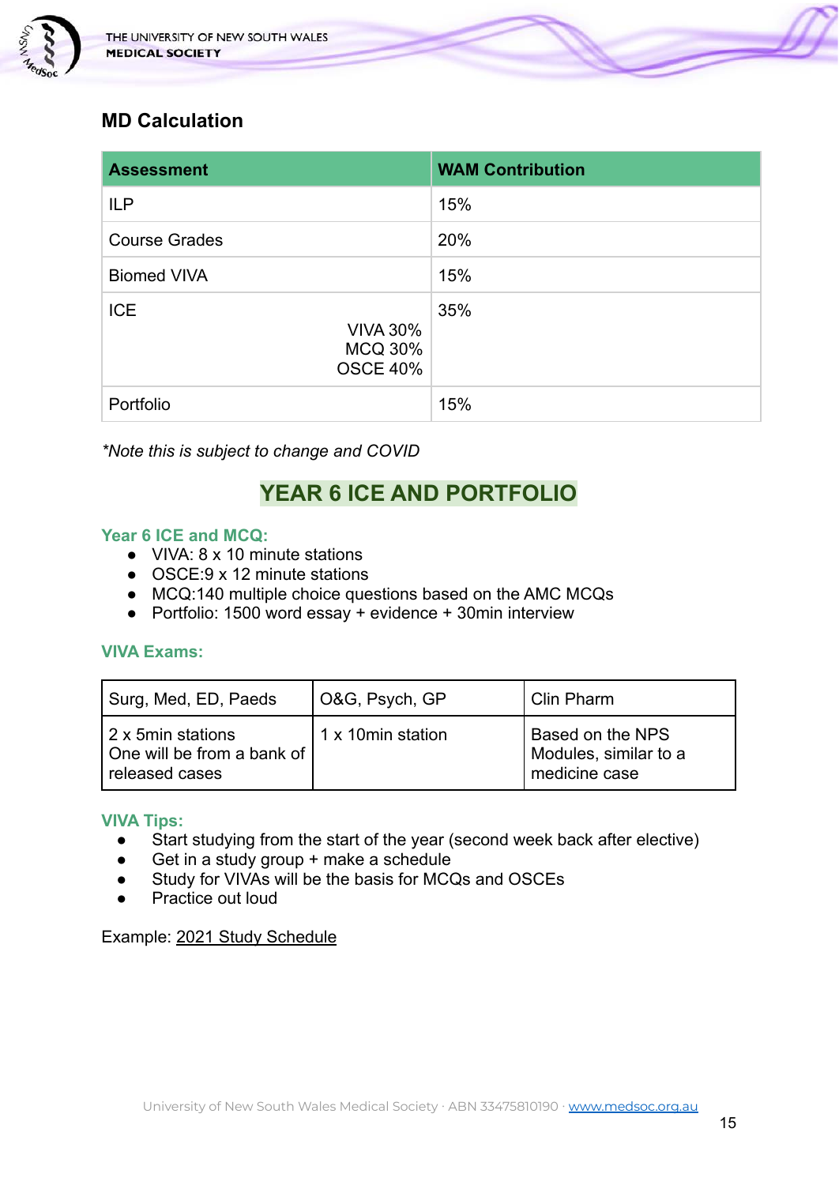## MD Calculation

| Assessment | WAM Contribution |
|---|---|
| ILP | 15% |
| Course Grades | 20% |
| Biomed VIVA | 15% |
| ICE<br>VIVA 30%<br>MCQ 30%<br>OSCE 40% | 35% |
| Portfolio | 15% |

*\*Note this is subject to change and COVID*

## YEAR 6 ICE AND PORTFOLIO

### Year 6 ICE and MCQ:

- VIVA: 8 x 10 minute stations
- OSCE:9 x 12 minute stations
- MCQ:140 multiple choice questions based on the AMC MCQs
- Portfolio: 1500 word essay + evidence + 30min interview

### VIVA Exams:

| Surg, Med, ED, Paeds | O&G, Psych, GP | Clin Pharm |
|---|---|---|
| 2 x 5min stations<br>One will be from a bank of released cases | 1 x 10min station | Based on the NPS Modules, similar to a medicine case |

### VIVA Tips:

- Start studying from the start of the year (second week back after elective)
- Get in a study group + make a schedule
- Study for VIVAs will be the basis for MCQs and OSCEs
- Practice out loud

Example: 2021 Study Schedule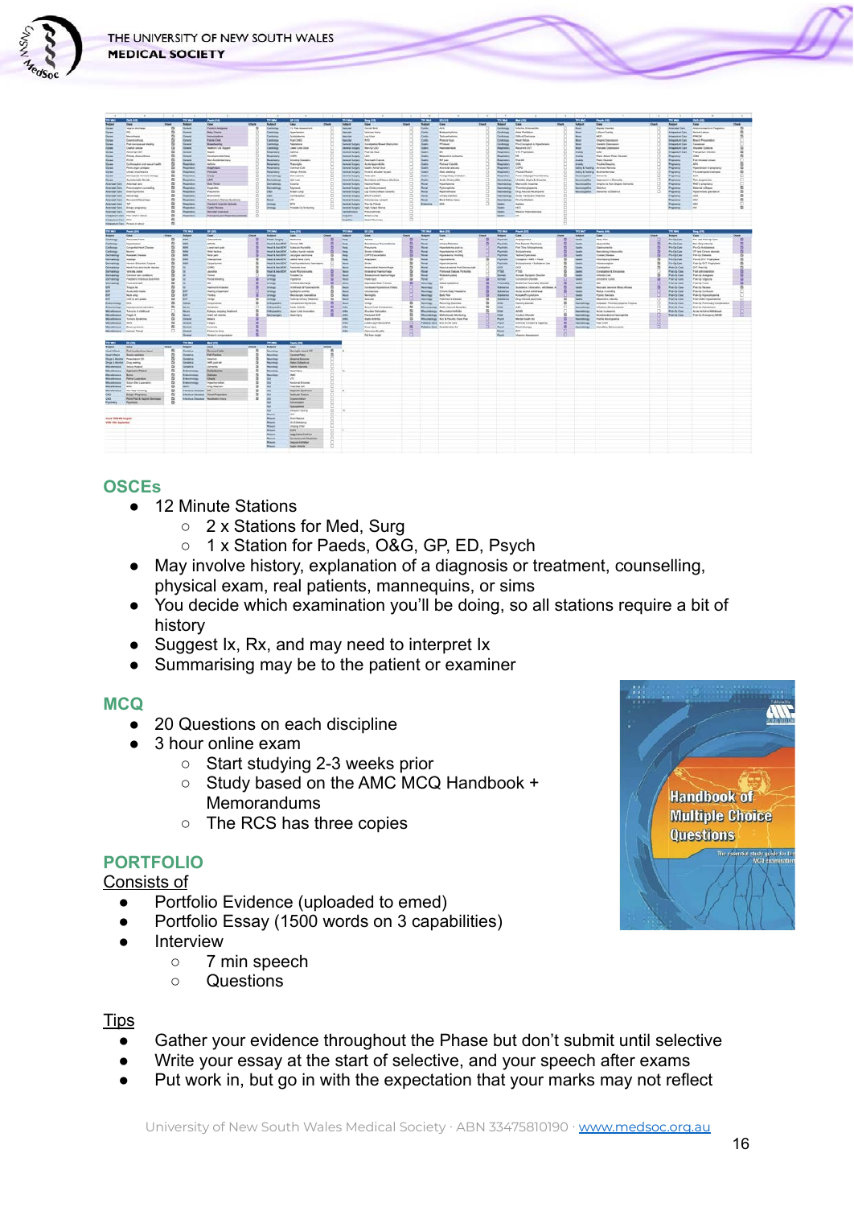## OSCEs

- 12 Minute Stations
  - 2 x Stations for Med, Surg
  - 1 x Station for Paeds, O&G, GP, ED, Psych
- May involve history, explanation of a diagnosis or treatment, counselling, physical exam, real patients, mannequins, or sims
- You decide which examination you'll be doing, so all stations require a bit of history
- Suggest Ix, Rx, and may need to interpret Ix
- Summarising may be to the patient or examiner

## MCQ

- 20 Questions on each discipline
- 3 hour online exam
  - Start studying 2-3 weeks prior
  - Study based on the AMC MCQ Handbook + Memorandums
  - The RCS has three copies

## PORTFOLIO

Consists of

- Portfolio Evidence (uploaded to emed)
- Portfolio Essay (1500 words on 3 capabilities)
- Interview
  - 7 min speech
  - Questions

Tips

- Gather your evidence throughout the Phase but don't submit until selective
- Write your essay at the start of selective, and your speech after exams
- Put work in, but go in with the expectation that your marks may not reflect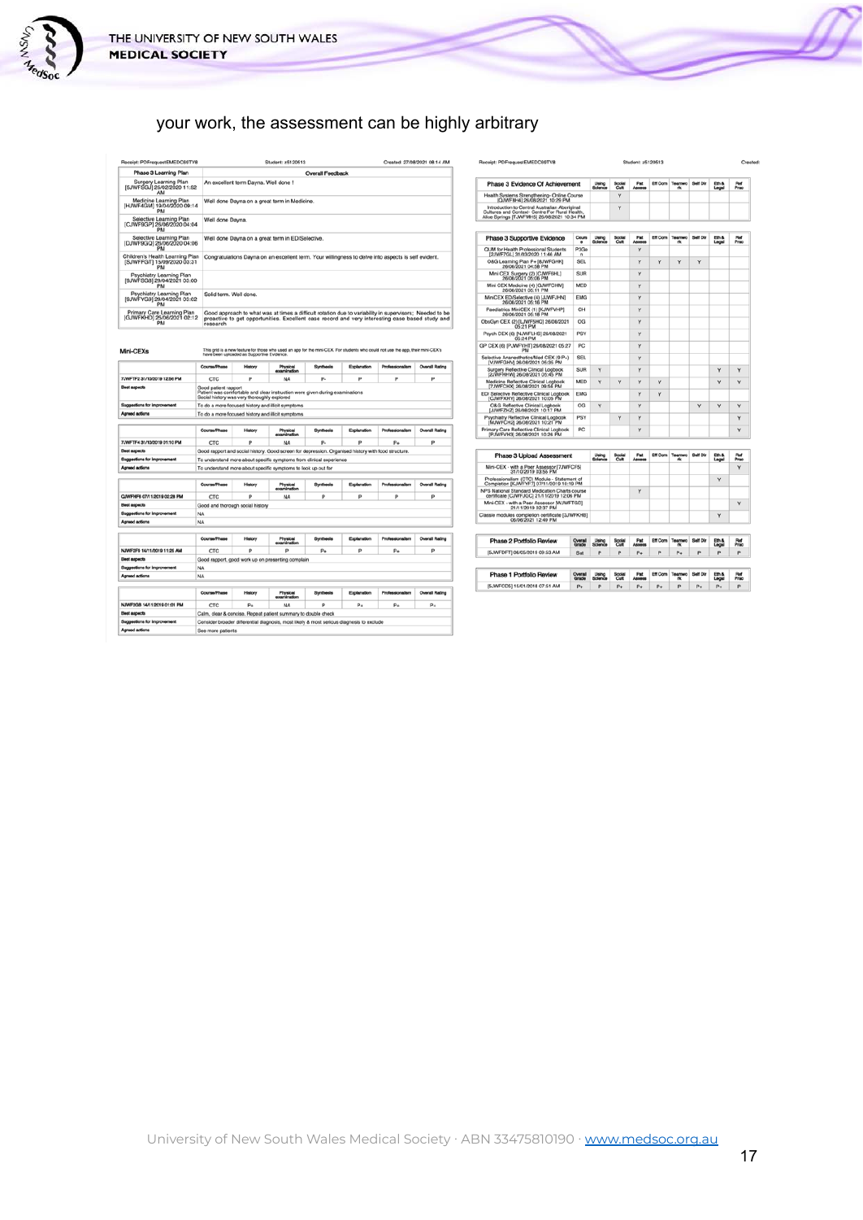your work, the assessment can be highly arbitrary

Receipt: PDFrequestEMEDC80TV8 | Student: z5120513 | Created: 27/08/2021 08:14 AM

| Phase 3 Learning Plan | Overall Feedback |
|---|---|
| Surgery Learning Plan [SJWFSGJ] 25/02/2020 11:52 AM | An excellent term Dayna. Well done ! |
| Medicine Learning Plan [HJWF4GM] 19/04/2020 09:14 PM | Well done Dayna on a great term in Medicine. |
| Selective Learning Plan [CJWF9GP] 26/06/2020 04:04 PM | Well done Dayna. |
| Selective Learning Plan [DJWF9GQ] 26/06/2020 04:06 PM | Well done Dayna on a great term in ED/Selective. |
| Children's Health Learning Plan [SJWFFGT] 15/09/2020 03:31 PM | Congratulations Dayna on an excellent term. Your willingness to delve into aspects is self evident. |
| Psychiatry Learning Plan [9JWFSG8] 29/04/2021 03:00 PM | |
| Psychiatry Learning Plan [9JWFYG9] 29/04/2021 03:02 PM | Solid term. Well done. |
| Primary Care Learning Plan [GJWFKHD] 25/06/2021 02:12 PM | Good approach to what was at times a difficult rotation due to variability in supervisors; Needed to be proactive to get opportunities. Excellent case record and very interesting case based study and research |

## Mini-CEXs

This grid is a new feature for those who used an app for the mini-CEX. For students who could not use the app, their mini-CEX's have been uploaded as Supportive Evidence.

| | Course/Phase | History | Physical examination | Synthesis | Explanation | Professionalism | Overall Rating |
|---|---|---|---|---|---|---|---|
| 7JWF7F2 31/10/2019 12:56 PM | CTC | P | NA | P- | P | P | P |
| Best aspects | Good patient rapport. Patient was comfortable and clear instruction were given during examinations. Social history was very thoroughly explored | | | | | | |
| Suggestions for improvement | To do a more focused history and illicit symptoms | | | | | | |
| Agreed actions | To do a more focused history and illicit symptoms | | | | | | |

| | Course/Phase | History | Physical examination | Synthesis | Explanation | Professionalism | Overall Rating |
|---|---|---|---|---|---|---|---|
| 7JWF7F4 31/10/2019 01:10 PM | CTC | P | NA | P- | P | P+ | P |
| Best aspects | Good rapport and social history. Good screen for depression. Organised history with food structure. | | | | | | |
| Suggestions for improvement | To understand more about specific symptoms from clinical experience | | | | | | |
| Agreed actions | To understand more about specific symptoms to look up out for | | | | | | |

| | Course/Phase | History | Physical examination | Synthesis | Explanation | Professionalism | Overall Rating |
|---|---|---|---|---|---|---|---|
| QJWFHF6 07/11/2019 02:28 PM | CTC | P | NA | P | P | P | P |
| Best aspects | Good and thorough social history | | | | | | |
| Suggestions for improvement | NA | | | | | | |
| Agreed actions | NA | | | | | | |

| | Course/Phase | History | Physical examination | Synthesis | Explanation | Professionalism | Overall Rating |
|---|---|---|---|---|---|---|---|
| NJWF2F6 14/11/2019 11:26 AM | CTC | P | P | P+ | P | P+ | P |
| Best aspects | Good rapport, good work up on presenting complain | | | | | | |
| Suggestions for improvement | NA | | | | | | |
| Agreed actions | NA | | | | | | |

| | Course/Phase | History | Physical examination | Synthesis | Explanation | Professionalism | Overall Rating |
|---|---|---|---|---|---|---|---|
| NJWF3G8 14/11/2019 01:01 PM | CTC | P+ | NA | P | P+ | P+ | P+ |
| Best aspects | Calm, clear & concise. Repeat patient summary to double check | | | | | | |
| Suggestions for improvement | Consider broader differential diagnosis, most likely & most serious diagnosis to exclude | | | | | | |
| Agreed actions | See more patients | | | | | | |

Receipt: PDFrequestEMEDC80TV8 | Student: z5120513 | Created:

| Phase 3 Evidence Of Achievement | Using Science | Social Cult | Pat Assess | Eff Com | Teamwork | Self Dir | Eth & Legal | Ref Prac |
|---|---|---|---|---|---|---|---|---|
| Health Systems Strengthening- Online Course [QJWFBH4] 26/08/2021 10:29 PM | | Y | | | | | | |
| Introduction to Central Australian Aboriginal Cultures and Context- Centre For Rural Health, Alice Springs [TJWFMH5] 26/08/2021 10:34 PM | | Y | | | | | | |

| Phase 3 Supportive Evidence | Course | Using Science | Social Cult | Pat Assess | Eff Com | Teamwork | Self Dir | Eth & Legal | Ref Prac |
|---|---|---|---|---|---|---|---|---|---|
| QUM for Health Professional Students [2JWF7GL] 31/03/2020 11:46 AM | P3Gen | | | Y | | | | | |
| O&G Learning Plan P+ [6JWFGHK] 26/08/2021 04:38 PM | SEL | | | Y | Y | Y | Y | | |
| Mini CEX Surgery (2) [CJWFSHL] 26/08/2021 05:06 PM | SUR | | | Y | | | | | |
| Mini CEX Medicine (4) [GJWFCHM] 26/08/2021 05:11 PM | MED | | | Y | | | | | |
| MiniCEX ED/Selective (4) [JJWFJHN] 26/08/2021 05:16 PM | EMG | | | Y | | | | | |
| Paediatrics MiniCEX (1) [KJWFVHP] 26/08/2021 05:18 PM | CH | | | Y | | | | | |
| ObsGyn CEX (2) [LJWFSHQ] 26/08/2021 05:21 PM | OG | | | Y | | | | | |
| Psych CEX (6) [NJWFLHS] 26/08/2021 05:24 PM | PSY | | | Y | | | | | |
| GP CEX (6) [PJWFYHT] 26/08/2021 05:27 PM | PC | | | Y | | | | | |
| Selective Anaesthetics/Med CEX (6 P+) [VJWFGHV] 26/08/2021 05:35 PM | SEL | | | Y | | | | | |
| Surgery Reflective Clinical Logbook [2JWFRHW] 26/08/2021 09:45 PM | SUR | Y | | Y | | | | Y | Y |
| Medicine Reflective Clinical Logbook [7JWFCHX] 26/08/2021 09:54 PM | MED | Y | Y | Y | Y | | | Y | Y |
| ED/ Selective Reflective Clinical Logbook [CJWFKHY] 26/08/2021 10:03 PM | EMG | | | Y | Y | | | | |
| O&G Reflective Clinical Logbook [JJWFZHZ] 26/08/2021 10:11 PM | OG | Y | | Y | | | Y | Y | Y |
| Psychiatry Reflective Clinical Logbook [MJWFCH2] 26/08/2021 10:21 PM | PSY | | Y | Y | | | | | Y |
| Primary Care Reflective Clinical Logbook [PJWFVH3] 26/08/2021 10:24 PM | PC | | | Y | | | | | Y |

| Phase 3 Upload Assessment | Using Science | Social Cult | Pat Assess | Eff Com | Teamwork | Self Dir | Eth & Legal | Ref Prac |
|---|---|---|---|---|---|---|---|---|
| Mini-CEX - with a Peer Assessor [7JWFCF5] 31/10/2019 03:55 PM | | | | | | | | Y |
| Professionalism (CTC) Module - Statement of Completion [QJWFYHT] 07/11/2019 10:19 PM | | | | | | | Y | |
| NPS National Standard Medication Charts course certificate [CJWFJGC] 21/11/2019 12:06 PM | | | Y | | | | | |
| Mini-CEX - with a Peer Assessor [WJWFTGD] 21/11/2019 02:37 PM | | | | | | | | Y |
| Classic modules completion certificate [GJWFKHB] 08/06/2021 12:49 PM | | | | | | | Y | |

| Phase 2 Portfolio Review | Overall Grade | Using Science | Social Cult | Pat Assess | Eff Com | Teamwork | Self Dir | Eth & Legal | Ref Prac |
|---|---|---|---|---|---|---|---|---|---|
| [5JWFDFT] 06/05/2019 09:53 AM | Sat | P | P | P+ | P | P+ | P | P | P |

| Phase 1 Portfolio Review | Overall Grade | Using Science | Social Cult | Pat Assess | Eff Com | Teamwork | Self Dir | Eth & Legal | Ref Prac |
|---|---|---|---|---|---|---|---|---|---|
| [5JWFCD5] 15/01/2018 07:51 AM | P+ | P | P+ | P+ | P+ | P | P+ | P+ | P |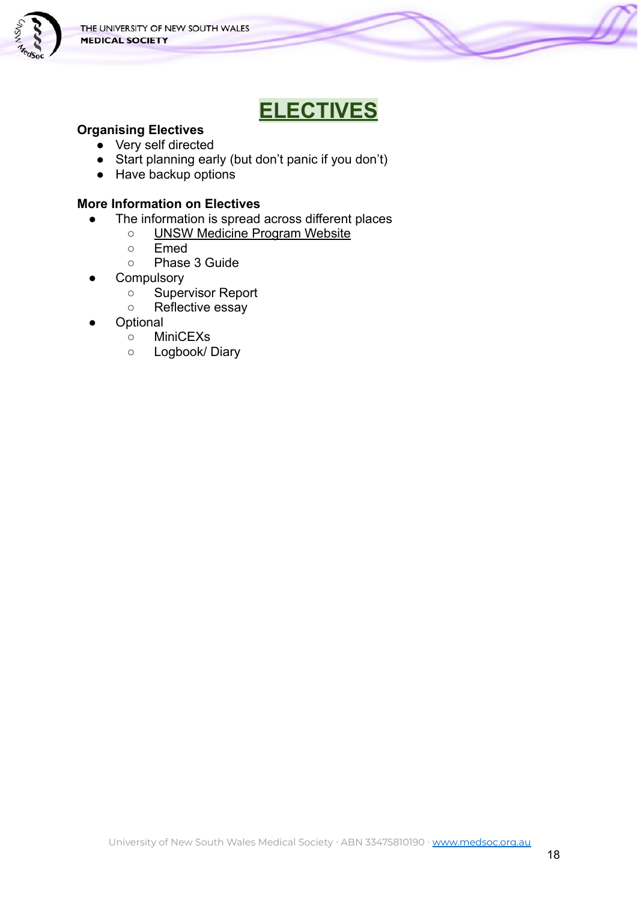# ELECTIVES

**Organising Electives**

- Very self directed
- Start planning early (but don't panic if you don't)
- Have backup options

**More Information on Electives**

- The information is spread across different places
  - UNSW Medicine Program Website
  - Emed
  - Phase 3 Guide
- Compulsory
  - Supervisor Report
  - Reflective essay
- Optional
  - MiniCEXs
  - Logbook/ Diary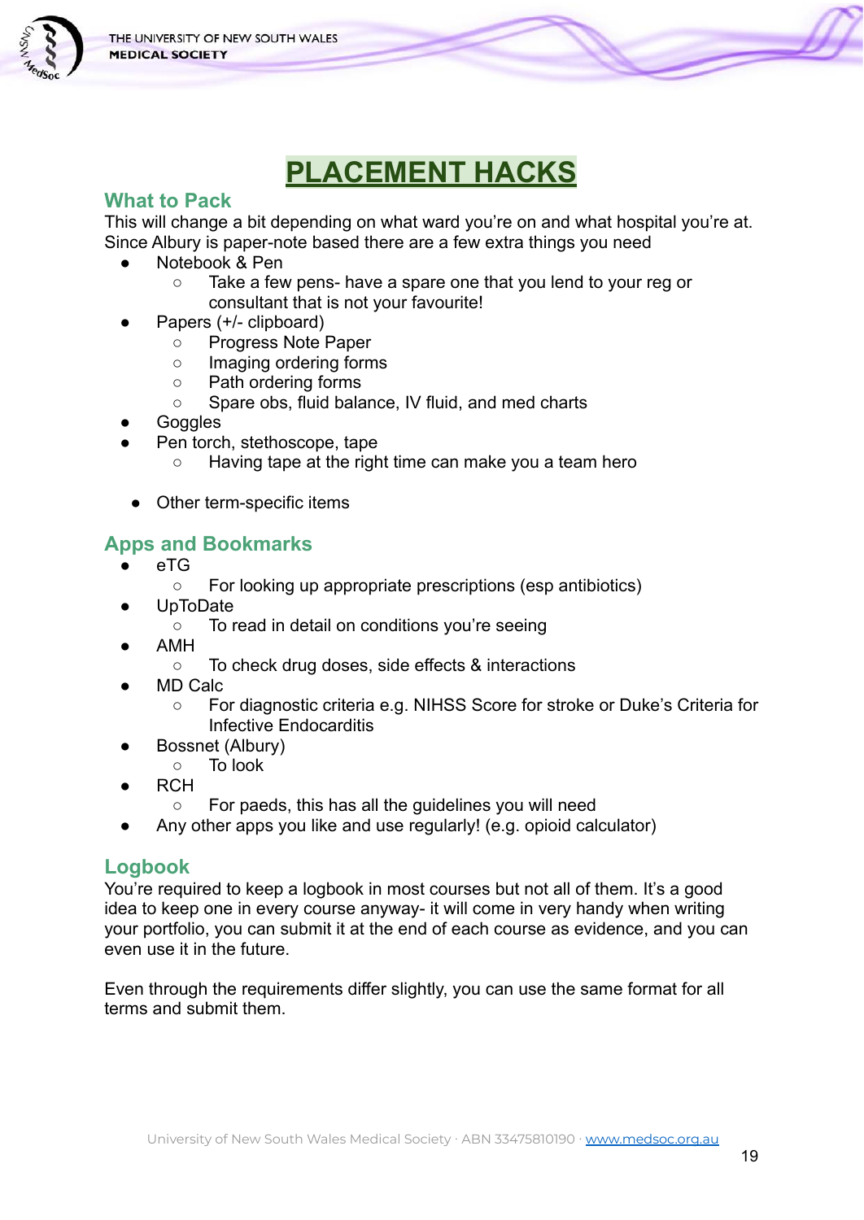# PLACEMENT HACKS

## What to Pack

This will change a bit depending on what ward you're on and what hospital you're at. Since Albury is paper-note based there are a few extra things you need

- Notebook & Pen
  - Take a few pens- have a spare one that you lend to your reg or consultant that is not your favourite!
- Papers (+/- clipboard)
  - Progress Note Paper
  - Imaging ordering forms
  - Path ordering forms
  - Spare obs, fluid balance, IV fluid, and med charts
- Goggles
- Pen torch, stethoscope, tape
  - Having tape at the right time can make you a team hero
- Other term-specific items

## Apps and Bookmarks

- eTG
  - For looking up appropriate prescriptions (esp antibiotics)
- UpToDate
  - To read in detail on conditions you're seeing
- AMH
  - To check drug doses, side effects & interactions
- MD Calc
  - For diagnostic criteria e.g. NIHSS Score for stroke or Duke's Criteria for Infective Endocarditis
- Bossnet (Albury)
  - To look
- RCH
  - For paeds, this has all the guidelines you will need
- Any other apps you like and use regularly! (e.g. opioid calculator)

## Logbook

You're required to keep a logbook in most courses but not all of them. It's a good idea to keep one in every course anyway- it will come in very handy when writing your portfolio, you can submit it at the end of each course as evidence, and you can even use it in the future.

Even through the requirements differ slightly, you can use the same format for all terms and submit them.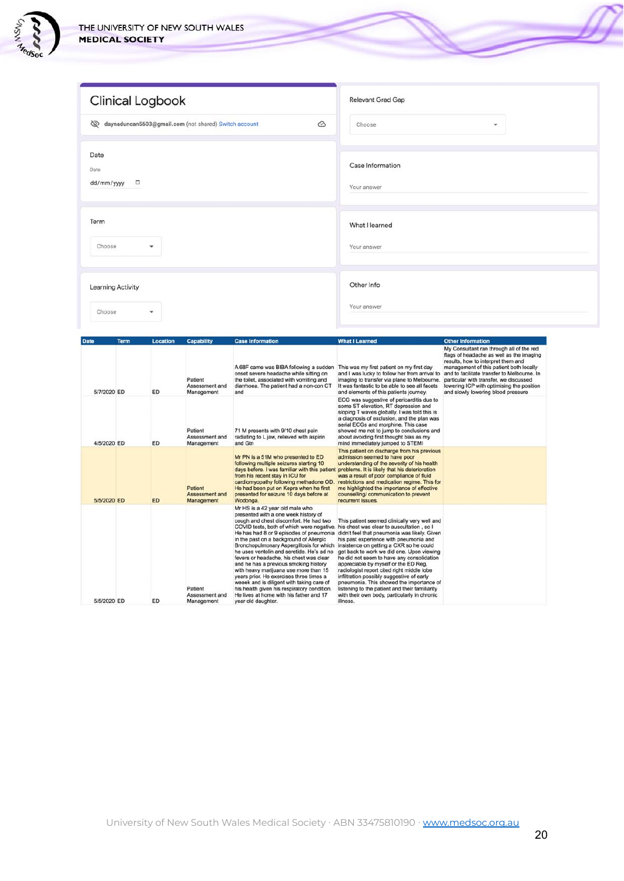## Clinical Logbook

daynaduncan5603@gmail.com (not shared) Switch account

Date

Date

dd/mm/yyyy

Term

Choose

Learning Activity

Choose

Relevant Grad Gap

Choose

Case Information

Your answer

What I learned

Your answer

Other Info

Your answer

| Date | Term | Location | Capability | Case Information | What I Learned | Other Information |
|---|---|---|---|---|---|---|
| 5/7/2020 | ED | ED | Patient Assessment and Management | A 68F came was BIBA following a sudden onset severe headache while sitting on the toilet, associated with vomiting and diarrhoea. The patient had a non-con CT and | This was my first patient on my first day and I was lucky to follow her from arrival to imaging to transfer via plane to Melbourne. It was fantastic to be able to see all facets and elements of this patients journey. | My Consultant ran through all of the red flags of headache as well as the imaging results, how to interpret them and management of this patient both locally and to facilitate transfer to Melbourne. In particular with transfer, we discussed lowering ICP with optimising the position and slowly lowering blood pressure |
| 4/5/2020 | ED | ED | Patient Assessment and Management | 71 M presents with 9/10 chest pain radiating to L jaw, relieved with aspirin and Gtn | ECG was suggestive of pericarditis due to some ST elevation, RT depression and sloping T waves globally. I was told this is a diagnosis of exclusion, and the plan was serial ECGs and morphine. This case showed me not to jump to conclusions and about avoiding first thought bias as my mind immediately jumped to STEMI | |
| 5/5/2020 | ED | ED | Patient Assessment and Management | Mr PN is a 51M who presented to ED following multiple seizures starting 10 days before. I was familiar with this patient from his recent stay in ICU for cardiomyopathy following methadone OD. He had been put on Kepra when he first presented for seizure 10 days before at Wodonga. | This patient on discharge from his previous admission seemed to have poor understanding of the severity of his health problems. It is likely that his deterioration was a result of poor compliance of fluid restrictions and medication regime. This for me highlighted the importance of effective counselling/ communication to prevent recurrent issues. | |
| 5/5/2020 | ED | ED | Patient Assessment and Management | Mr HS is a 42 year old male who presented with a one week history of cough and chest discomfort. He had two COVID tests, both of which were negative. He has had 8 or 9 episodes of pneumonia in the past on a background of Allergic Bronchopulmonary Aspergillosis for which he uses ventolin and seretide. He's ad no fevers or headache, his chest was clear and he has a previous smoking history with heavy marijuana use more than 15 years prior. He exercises three times a weeek and is diligent with taking care of his health given his respiratory condition. He lives at home with his father and 17 year old daughter. | This patient seemed clinically very well and his chest was clear to auscultation , so I didn't feel that pneumonia was likely. Given his past experience with pneumonia and insistence on getting a CXR so he could get back to work we did one. Upon viewing he did not seem to have any consolidation appreciable by myself or the ED Reg. radiologist report cited right middle lobe infiltration possibly suggestive of early pneumonia. This showed the importance of listening to the patient and their familiarity with their own body, particularly in chronic illness. | |